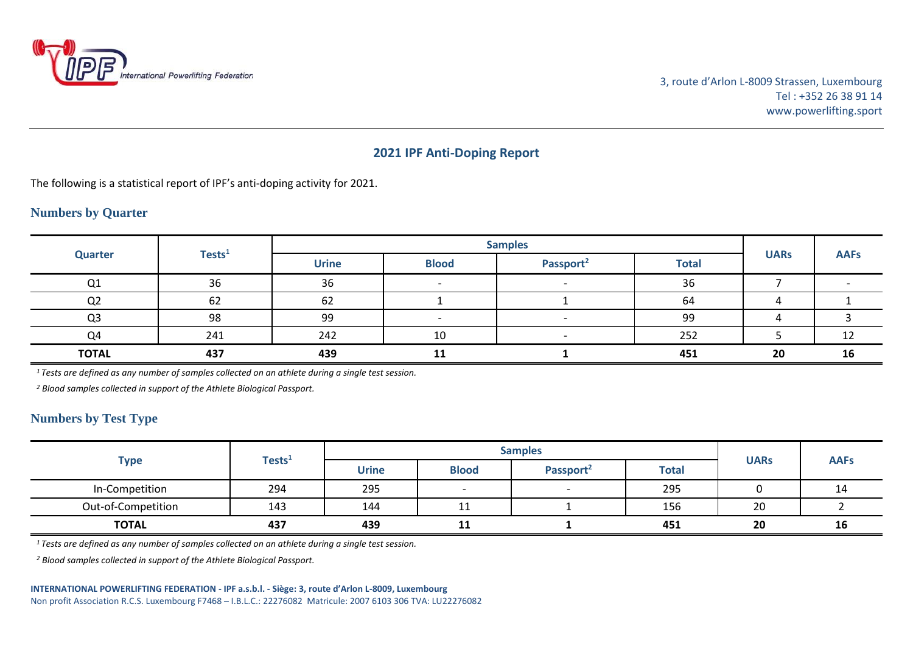International Powerlifting Federation

3, route d'Arlon L-8009 Strassen, Luxembourg
Tel : +352 26 38 91 14
www.powerlifting.sport

## 2021 IPF Anti-Doping Report

The following is a statistical report of IPF's anti-doping activity for 2021.

### Numbers by Quarter

| Quarter | Tests[1] | Samples | | | | UARs | AAFs |
|---|---|---|---|---|---|---|---|
| | | Urine | Blood | Passport[2] | Total | | |
| Q1 | 36 | 36 | - | - | 36 | 7 | - |
| Q2 | 62 | 62 | 1 | 1 | 64 | 4 | 1 |
| Q3 | 98 | 99 | - | - | 99 | 4 | 3 |
| Q4 | 241 | 242 | 10 | - | 252 | 5 | 12 |
| **TOTAL** | **437** | **439** | **11** | **1** | **451** | **20** | **16** |

*[1] Tests are defined as any number of samples collected on an athlete during a single test session.*

*[2] Blood samples collected in support of the Athlete Biological Passport.*

### Numbers by Test Type

| Type | Tests[1] | Samples | | | | UARs | AAFs |
|---|---|---|---|---|---|---|---|
| | | Urine | Blood | Passport[2] | Total | | |
| In-Competition | 294 | 295 | - | - | 295 | 0 | 14 |
| Out-of-Competition | 143 | 144 | 11 | 1 | 156 | 20 | 2 |
| **TOTAL** | **437** | **439** | **11** | **1** | **451** | **20** | **16** |

*[1] Tests are defined as any number of samples collected on an athlete during a single test session.*

*[2] Blood samples collected in support of the Athlete Biological Passport.*

**INTERNATIONAL POWERLIFTING FEDERATION - IPF a.s.b.l. - Siège: 3, route d'Arlon L-8009, Luxembourg**
Non profit Association R.C.S. Luxembourg F7468 – I.B.L.C.: 22276082 Matricule: 2007 6103 306 TVA: LU22276082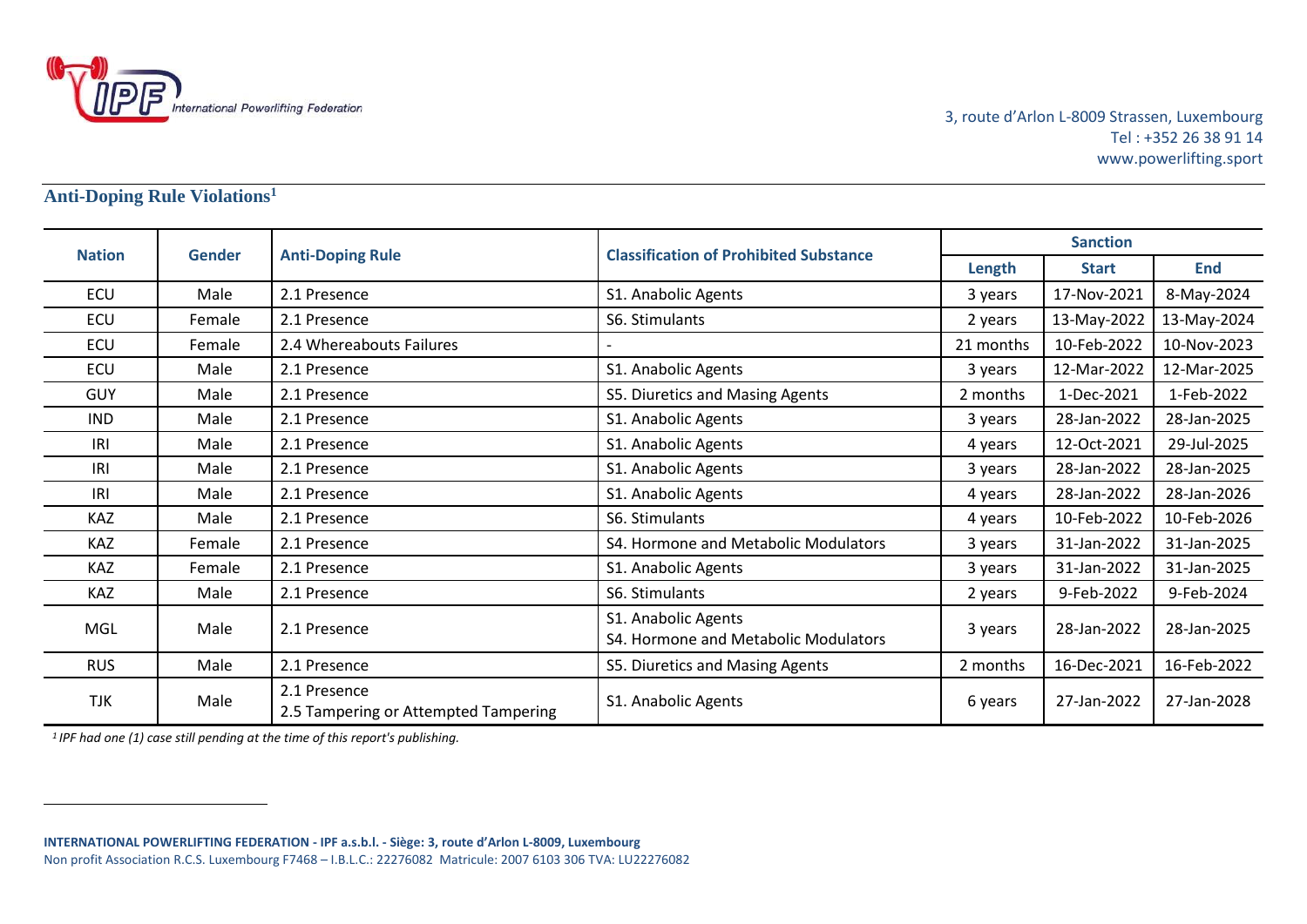3, route d'Arlon L-8009 Strassen, Luxembourg
Tel : +352 26 38 91 14
www.powerlifting.sport

## Anti-Doping Rule Violations[1]

| Nation | Gender | Anti-Doping Rule | Classification of Prohibited Substance | Sanction | | |
|---|---|---|---|---|---|---|
| | | | | Length | Start | End |
| ECU | Male | 2.1 Presence | S1. Anabolic Agents | 3 years | 17-Nov-2021 | 8-May-2024 |
| ECU | Female | 2.1 Presence | S6. Stimulants | 2 years | 13-May-2022 | 13-May-2024 |
| ECU | Female | 2.4 Whereabouts Failures | - | 21 months | 10-Feb-2022 | 10-Nov-2023 |
| ECU | Male | 2.1 Presence | S1. Anabolic Agents | 3 years | 12-Mar-2022 | 12-Mar-2025 |
| GUY | Male | 2.1 Presence | S5. Diuretics and Masing Agents | 2 months | 1-Dec-2021 | 1-Feb-2022 |
| IND | Male | 2.1 Presence | S1. Anabolic Agents | 3 years | 28-Jan-2022 | 28-Jan-2025 |
| IRI | Male | 2.1 Presence | S1. Anabolic Agents | 4 years | 12-Oct-2021 | 29-Jul-2025 |
| IRI | Male | 2.1 Presence | S1. Anabolic Agents | 3 years | 28-Jan-2022 | 28-Jan-2025 |
| IRI | Male | 2.1 Presence | S1. Anabolic Agents | 4 years | 28-Jan-2022 | 28-Jan-2026 |
| KAZ | Male | 2.1 Presence | S6. Stimulants | 4 years | 10-Feb-2022 | 10-Feb-2026 |
| KAZ | Female | 2.1 Presence | S4. Hormone and Metabolic Modulators | 3 years | 31-Jan-2022 | 31-Jan-2025 |
| KAZ | Female | 2.1 Presence | S1. Anabolic Agents | 3 years | 31-Jan-2022 | 31-Jan-2025 |
| KAZ | Male | 2.1 Presence | S6. Stimulants | 2 years | 9-Feb-2022 | 9-Feb-2024 |
| MGL | Male | 2.1 Presence | S1. Anabolic Agents<br>S4. Hormone and Metabolic Modulators | 3 years | 28-Jan-2022 | 28-Jan-2025 |
| RUS | Male | 2.1 Presence | S5. Diuretics and Masing Agents | 2 months | 16-Dec-2021 | 16-Feb-2022 |
| TJK | Male | 2.1 Presence<br>2.5 Tampering or Attempted Tampering | S1. Anabolic Agents | 6 years | 27-Jan-2022 | 27-Jan-2028 |

[1] *IPF had one (1) case still pending at the time of this report's publishing.*

**INTERNATIONAL POWERLIFTING FEDERATION - IPF a.s.b.l. - Siège: 3, route d'Arlon L-8009, Luxembourg**
Non profit Association R.C.S. Luxembourg F7468 – I.B.L.C.: 22276082 Matricule: 2007 6103 306 TVA: LU22276082